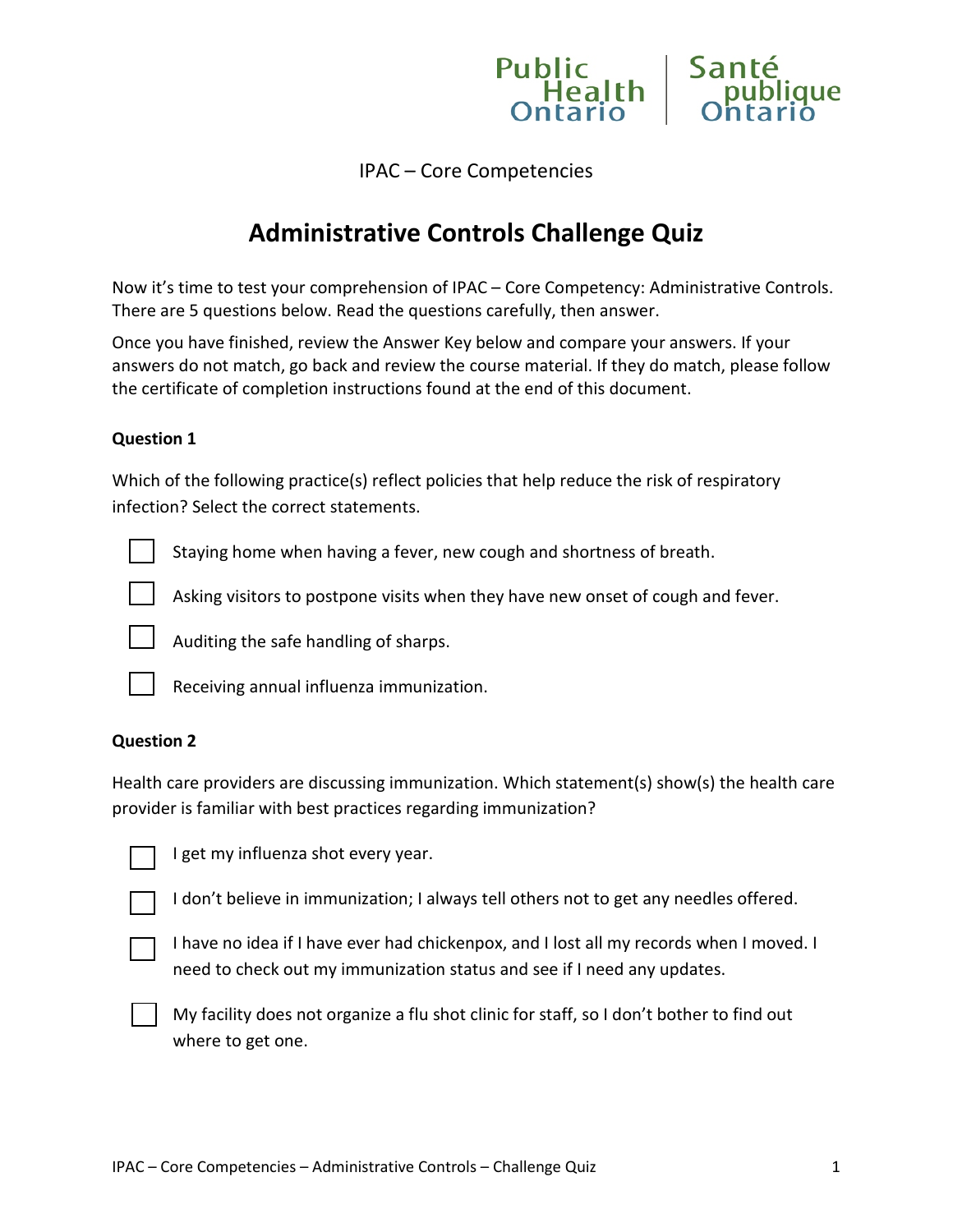Public Health Ontario | Santé publique Ontario

IPAC – Core Competencies

# Administrative Controls Challenge Quiz

Now it's time to test your comprehension of IPAC – Core Competency: Administrative Controls. There are 5 questions below. Read the questions carefully, then answer.

Once you have finished, review the Answer Key below and compare your answers. If your answers do not match, go back and review the course material. If they do match, please follow the certificate of completion instructions found at the end of this document.

**Question 1**

Which of the following practice(s) reflect policies that help reduce the risk of respiratory infection? Select the correct statements.

- [ ] Staying home when having a fever, new cough and shortness of breath.
- [ ] Asking visitors to postpone visits when they have new onset of cough and fever.
- [ ] Auditing the safe handling of sharps.
- [ ] Receiving annual influenza immunization.

**Question 2**

Health care providers are discussing immunization. Which statement(s) show(s) the health care provider is familiar with best practices regarding immunization?

- [ ] I get my influenza shot every year.
- [ ] I don't believe in immunization; I always tell others not to get any needles offered.
- [ ] I have no idea if I have ever had chickenpox, and I lost all my records when I moved. I need to check out my immunization status and see if I need any updates.
- [ ] My facility does not organize a flu shot clinic for staff, so I don't bother to find out where to get one.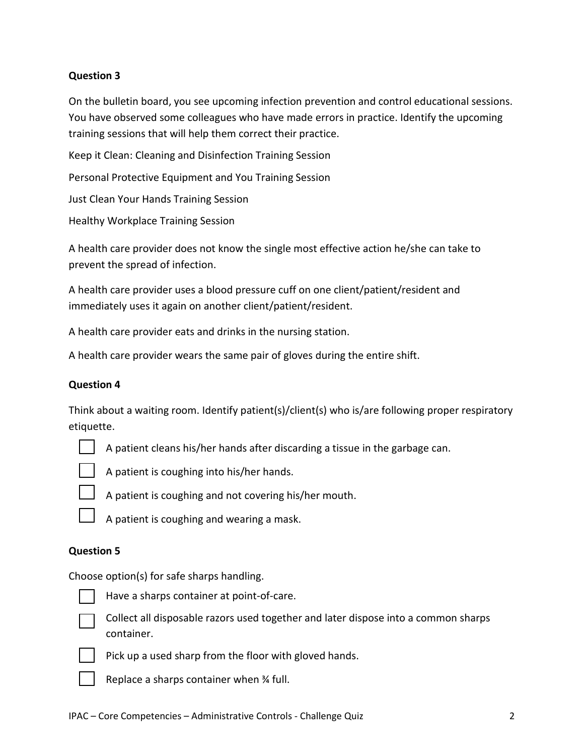**Question 3**

On the bulletin board, you see upcoming infection prevention and control educational sessions. You have observed some colleagues who have made errors in practice. Identify the upcoming training sessions that will help them correct their practice.

Keep it Clean: Cleaning and Disinfection Training Session

Personal Protective Equipment and You Training Session

Just Clean Your Hands Training Session

Healthy Workplace Training Session

A health care provider does not know the single most effective action he/she can take to prevent the spread of infection.

A health care provider uses a blood pressure cuff on one client/patient/resident and immediately uses it again on another client/patient/resident.

A health care provider eats and drinks in the nursing station.

A health care provider wears the same pair of gloves during the entire shift.

**Question 4**

Think about a waiting room. Identify patient(s)/client(s) who is/are following proper respiratory etiquette.

- [ ] A patient cleans his/her hands after discarding a tissue in the garbage can.
- [ ] A patient is coughing into his/her hands.
- [ ] A patient is coughing and not covering his/her mouth.
- [ ] A patient is coughing and wearing a mask.

**Question 5**

Choose option(s) for safe sharps handling.

- [ ] Have a sharps container at point-of-care.
- [ ] Collect all disposable razors used together and later dispose into a common sharps container.
- [ ] Pick up a used sharp from the floor with gloved hands.
- [ ] Replace a sharps container when ¾ full.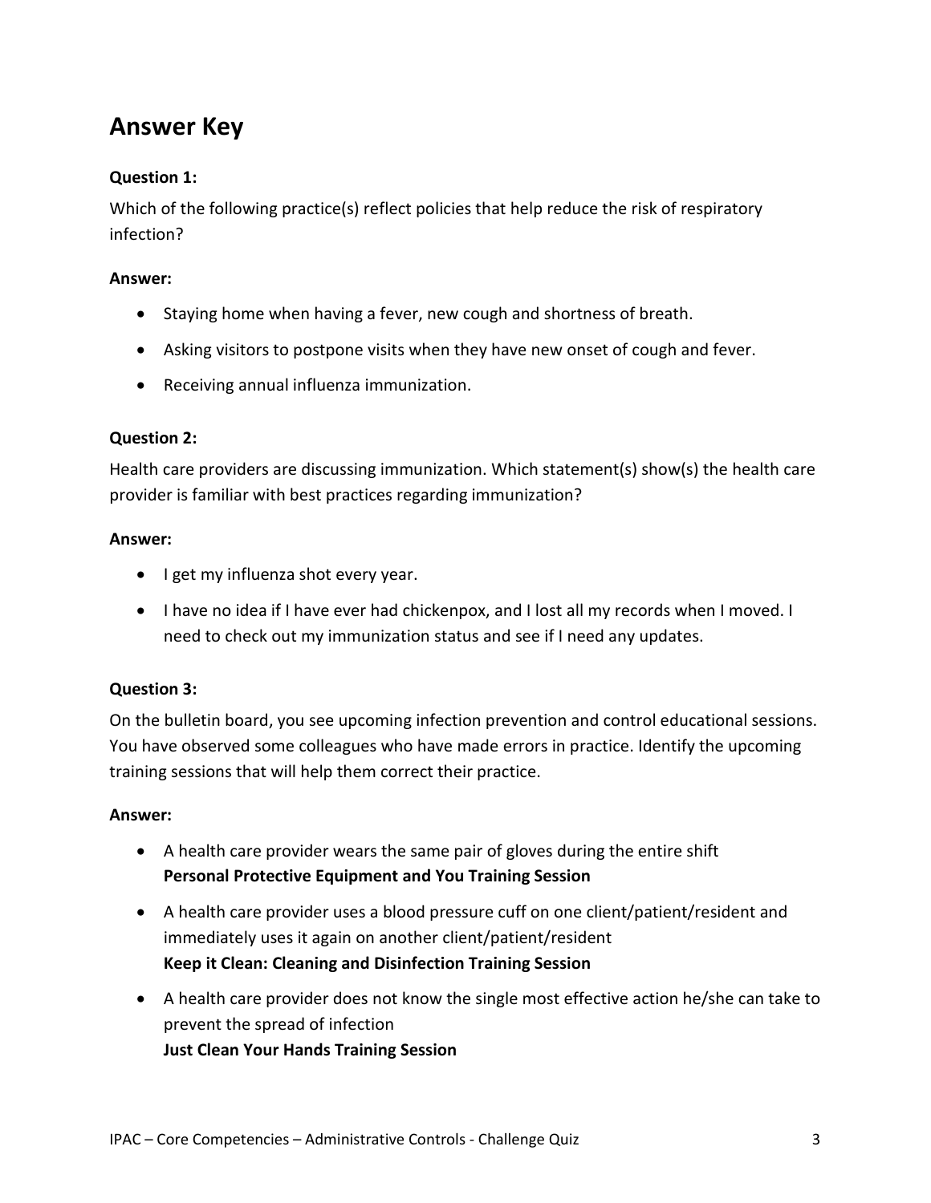## Answer Key

**Question 1:**

Which of the following practice(s) reflect policies that help reduce the risk of respiratory infection?

**Answer:**

- Staying home when having a fever, new cough and shortness of breath.
- Asking visitors to postpone visits when they have new onset of cough and fever.
- Receiving annual influenza immunization.

**Question 2:**

Health care providers are discussing immunization. Which statement(s) show(s) the health care provider is familiar with best practices regarding immunization?

**Answer:**

- I get my influenza shot every year.
- I have no idea if I have ever had chickenpox, and I lost all my records when I moved. I need to check out my immunization status and see if I need any updates.

**Question 3:**

On the bulletin board, you see upcoming infection prevention and control educational sessions. You have observed some colleagues who have made errors in practice. Identify the upcoming training sessions that will help them correct their practice.

**Answer:**

- A health care provider wears the same pair of gloves during the entire shift
  **Personal Protective Equipment and You Training Session**
- A health care provider uses a blood pressure cuff on one client/patient/resident and immediately uses it again on another client/patient/resident
  **Keep it Clean: Cleaning and Disinfection Training Session**
- A health care provider does not know the single most effective action he/she can take to prevent the spread of infection
  **Just Clean Your Hands Training Session**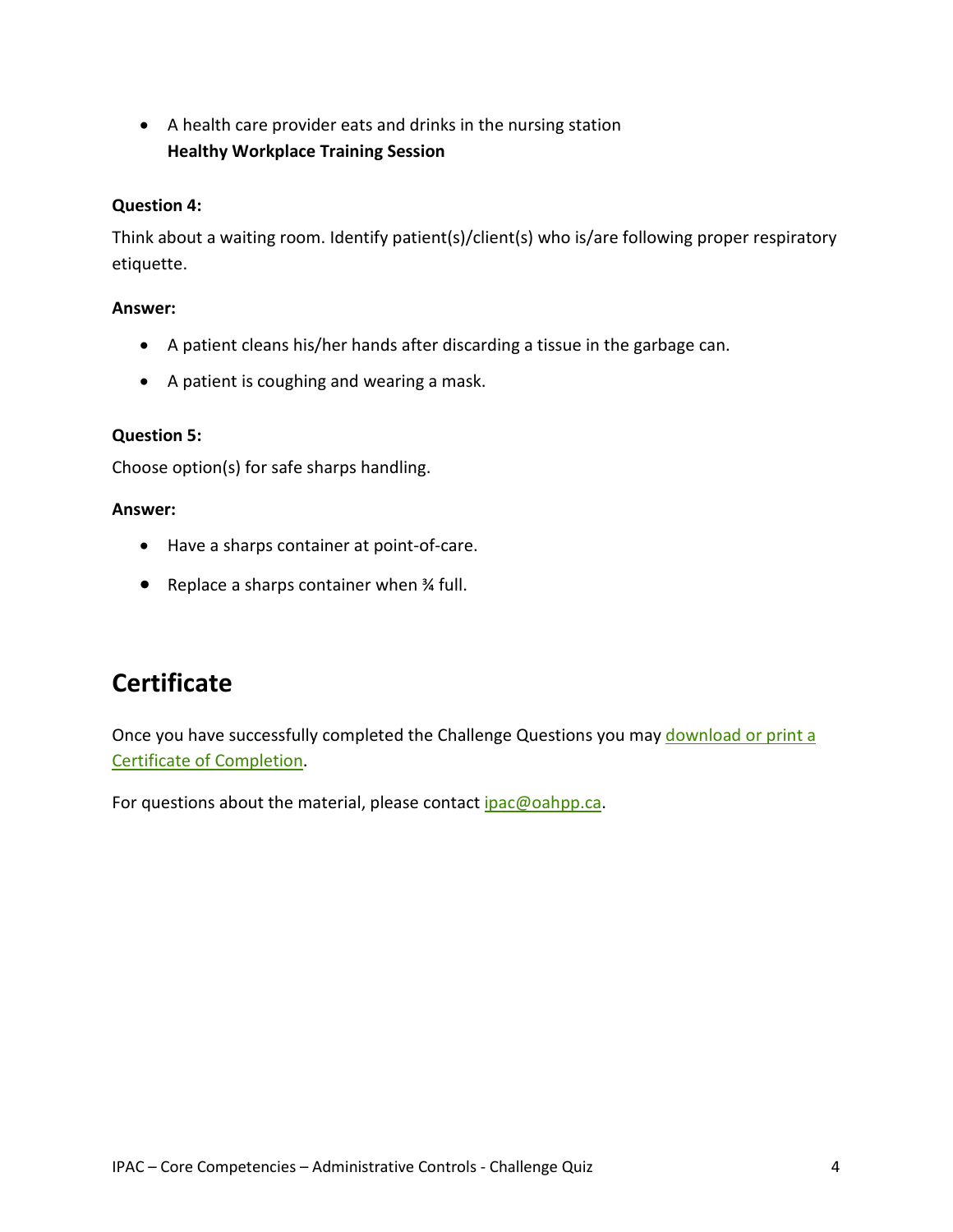- A health care provider eats and drinks in the nursing station
  **Healthy Workplace Training Session**

**Question 4:**

Think about a waiting room. Identify patient(s)/client(s) who is/are following proper respiratory etiquette.

**Answer:**

- A patient cleans his/her hands after discarding a tissue in the garbage can.
- A patient is coughing and wearing a mask.

**Question 5:**

Choose option(s) for safe sharps handling.

**Answer:**

- Have a sharps container at point-of-care.
- Replace a sharps container when ¾ full.

## Certificate

Once you have successfully completed the Challenge Questions you may download or print a Certificate of Completion.

For questions about the material, please contact ipac@oahpp.ca.